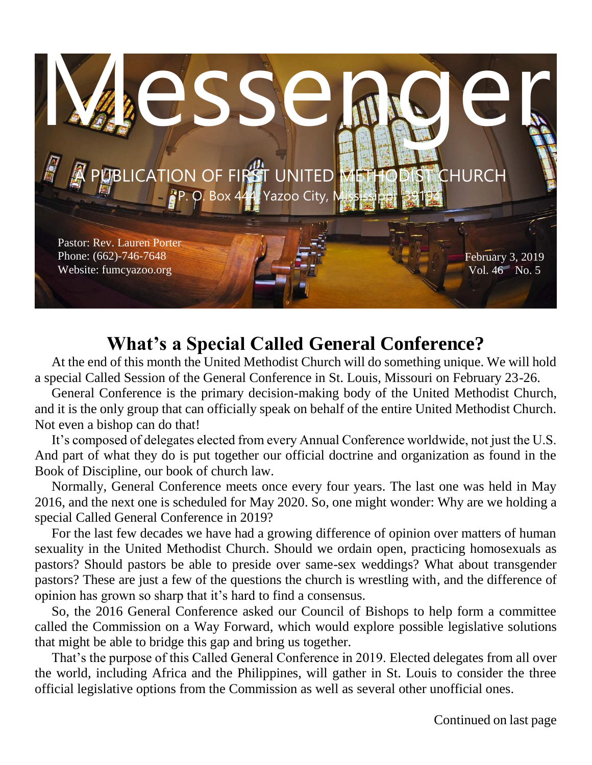# Messenger

A PUBLICATION OF FIRST UNITED METHODIST CHURCH

P. O. Box 444, Yazoo City, Mississippi 39194

Pastor: Rev. Lauren Porter
Phone: (662)-746-7648
Website: fumcyazoo.org

February 3, 2019
Vol. 46 No. 5

## What's a Special Called General Conference?

At the end of this month the United Methodist Church will do something unique. We will hold a special Called Session of the General Conference in St. Louis, Missouri on February 23-26.

General Conference is the primary decision-making body of the United Methodist Church, and it is the only group that can officially speak on behalf of the entire United Methodist Church. Not even a bishop can do that!

It's composed of delegates elected from every Annual Conference worldwide, not just the U.S. And part of what they do is put together our official doctrine and organization as found in the Book of Discipline, our book of church law.

Normally, General Conference meets once every four years. The last one was held in May 2016, and the next one is scheduled for May 2020. So, one might wonder: Why are we holding a special Called General Conference in 2019?

For the last few decades we have had a growing difference of opinion over matters of human sexuality in the United Methodist Church. Should we ordain open, practicing homosexuals as pastors? Should pastors be able to preside over same-sex weddings? What about transgender pastors? These are just a few of the questions the church is wrestling with, and the difference of opinion has grown so sharp that it's hard to find a consensus.

So, the 2016 General Conference asked our Council of Bishops to help form a committee called the Commission on a Way Forward, which would explore possible legislative solutions that might be able to bridge this gap and bring us together.

That's the purpose of this Called General Conference in 2019. Elected delegates from all over the world, including Africa and the Philippines, will gather in St. Louis to consider the three official legislative options from the Commission as well as several other unofficial ones.

Continued on last page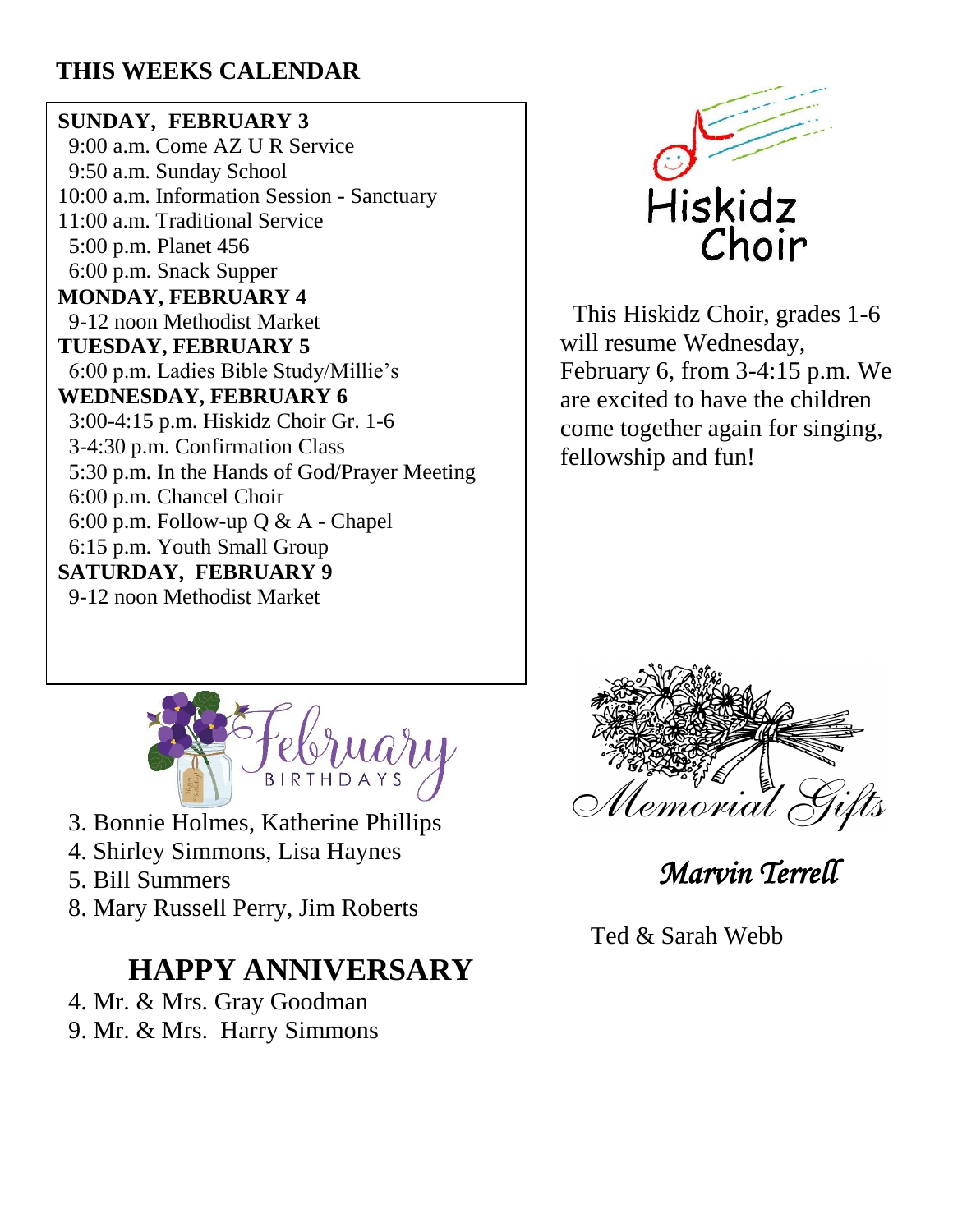## THIS WEEKS CALENDAR

**SUNDAY, FEBRUARY 3**
9:00 a.m. Come AZ U R Service
9:50 a.m. Sunday School
10:00 a.m. Information Session - Sanctuary
11:00 a.m. Traditional Service
5:00 p.m. Planet 456
6:00 p.m. Snack Supper

**MONDAY, FEBRUARY 4**
9-12 noon Methodist Market

**TUESDAY, FEBRUARY 5**
6:00 p.m. Ladies Bible Study/Millie's

**WEDNESDAY, FEBRUARY 6**
3:00-4:15 p.m. Hiskidz Choir Gr. 1-6
3-4:30 p.m. Confirmation Class
5:30 p.m. In the Hands of God/Prayer Meeting
6:00 p.m. Chancel Choir
6:00 p.m. Follow-up Q & A - Chapel
6:15 p.m. Youth Small Group

**SATURDAY, FEBRUARY 9**
9-12 noon Methodist Market

## Hiskidz Choir

This Hiskidz Choir, grades 1-6 will resume Wednesday, February 6, from 3-4:15 p.m. We are excited to have the children come together again for singing, fellowship and fun!

## February BIRTHDAYS

3. Bonnie Holmes, Katherine Phillips
4. Shirley Simmons, Lisa Haynes
5. Bill Summers
8. Mary Russell Perry, Jim Roberts

## HAPPY ANNIVERSARY

4. Mr. & Mrs. Gray Goodman
9. Mr. & Mrs. Harry Simmons

## Memorial Gifts

*Marvin Terrell*

Ted & Sarah Webb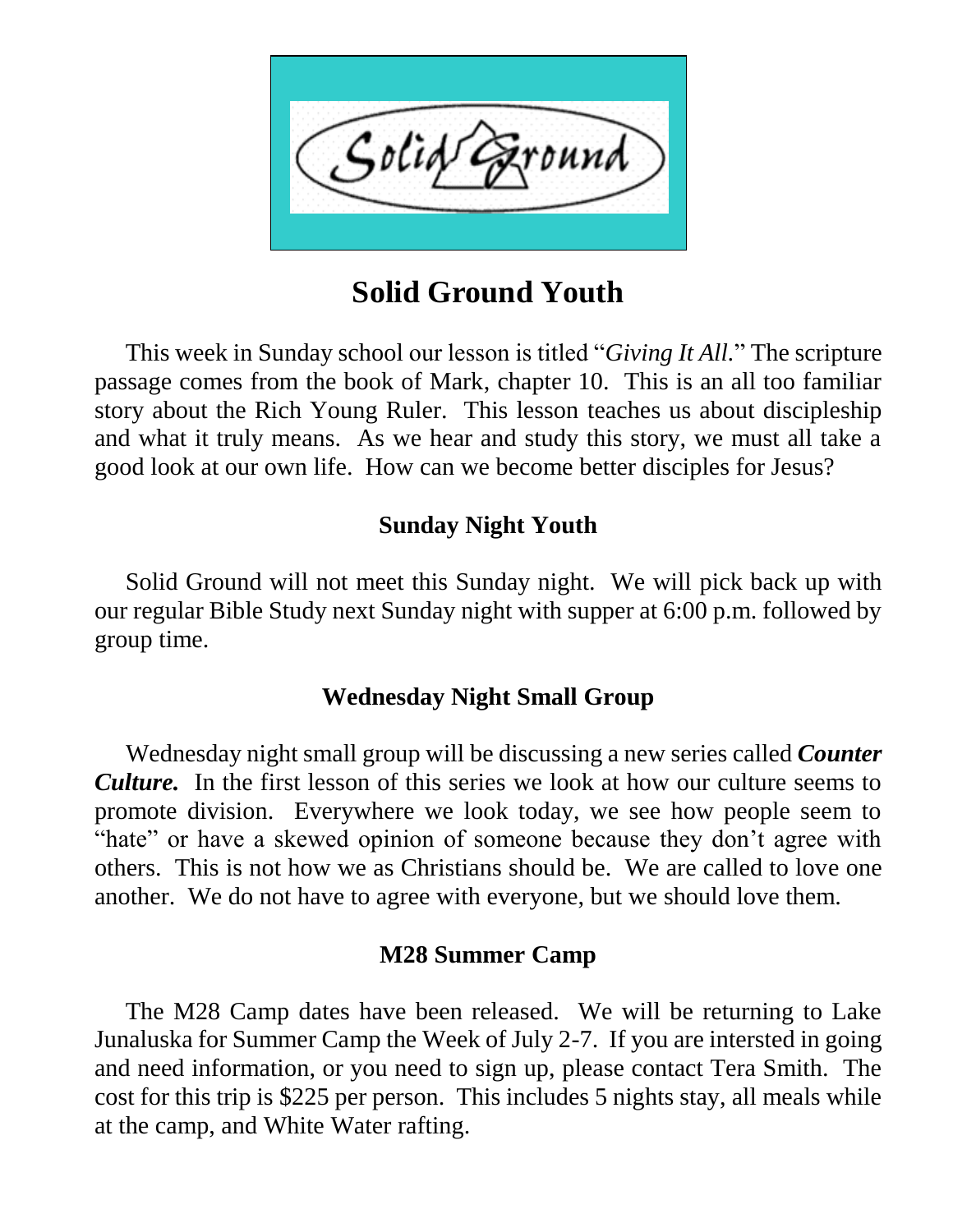# Solid Ground Youth

This week in Sunday school our lesson is titled "*Giving It All.*" The scripture passage comes from the book of Mark, chapter 10. This is an all too familiar story about the Rich Young Ruler. This lesson teaches us about discipleship and what it truly means. As we hear and study this story, we must all take a good look at our own life. How can we become better disciples for Jesus?

## Sunday Night Youth

Solid Ground will not meet this Sunday night. We will pick back up with our regular Bible Study next Sunday night with supper at 6:00 p.m. followed by group time.

## Wednesday Night Small Group

Wednesday night small group will be discussing a new series called ***Counter Culture.*** In the first lesson of this series we look at how our culture seems to promote division. Everywhere we look today, we see how people seem to "hate" or have a skewed opinion of someone because they don't agree with others. This is not how we as Christians should be. We are called to love one another. We do not have to agree with everyone, but we should love them.

## M28 Summer Camp

The M28 Camp dates have been released. We will be returning to Lake Junaluska for Summer Camp the Week of July 2-7. If you are intersted in going and need information, or you need to sign up, please contact Tera Smith. The cost for this trip is $225 per person. This includes 5 nights stay, all meals while at the camp, and White Water rafting.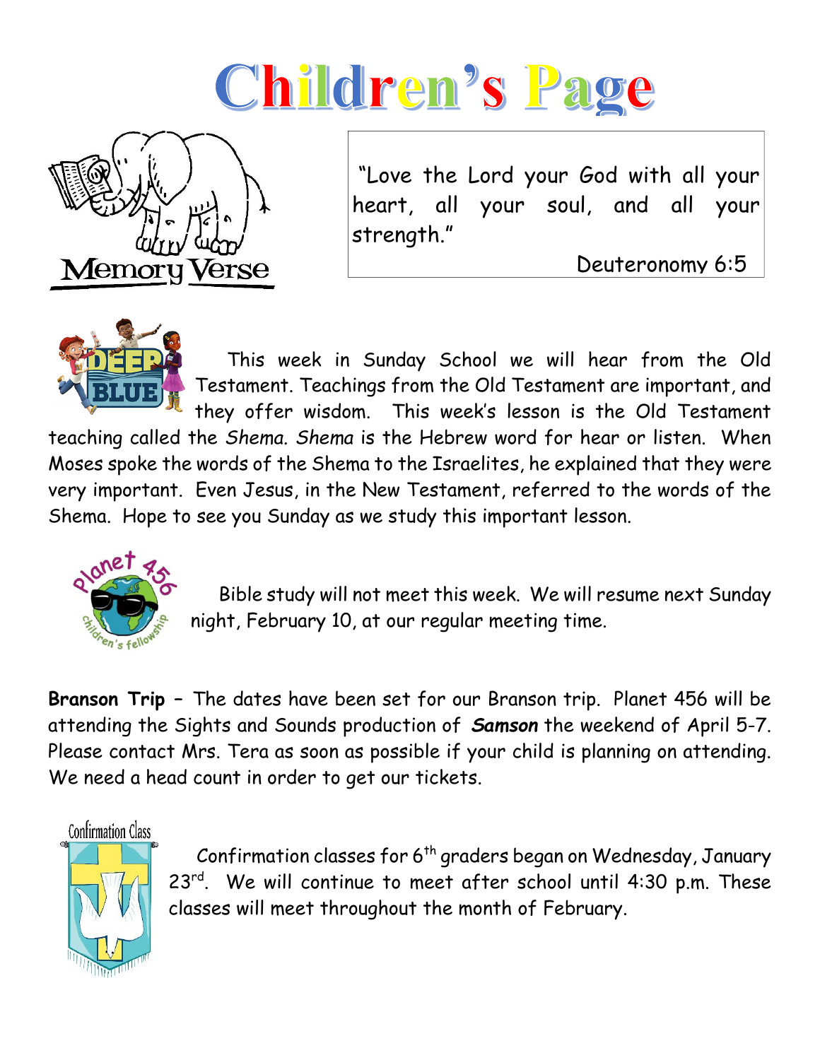# Children's Page

Memory Verse

"Love the Lord your God with all your heart, all your soul, and all your strength."

Deuteronomy 6:5

This week in Sunday School we will hear from the Old Testament. Teachings from the Old Testament are important, and they offer wisdom. This week's lesson is the Old Testament teaching called the *Shema*. *Shema* is the Hebrew word for hear or listen. When Moses spoke the words of the Shema to the Israelites, he explained that they were very important. Even Jesus, in the New Testament, referred to the words of the Shema. Hope to see you Sunday as we study this important lesson.

Bible study will not meet this week. We will resume next Sunday night, February 10, at our regular meeting time.

**Branson Trip** – The dates have been set for our Branson trip. Planet 456 will be attending the Sights and Sounds production of ***Samson*** the weekend of April 5-7. Please contact Mrs. Tera as soon as possible if your child is planning on attending. We need a head count in order to get our tickets.

Confirmation Class

Confirmation classes for 6th graders began on Wednesday, January 23rd. We will continue to meet after school until 4:30 p.m. These classes will meet throughout the month of February.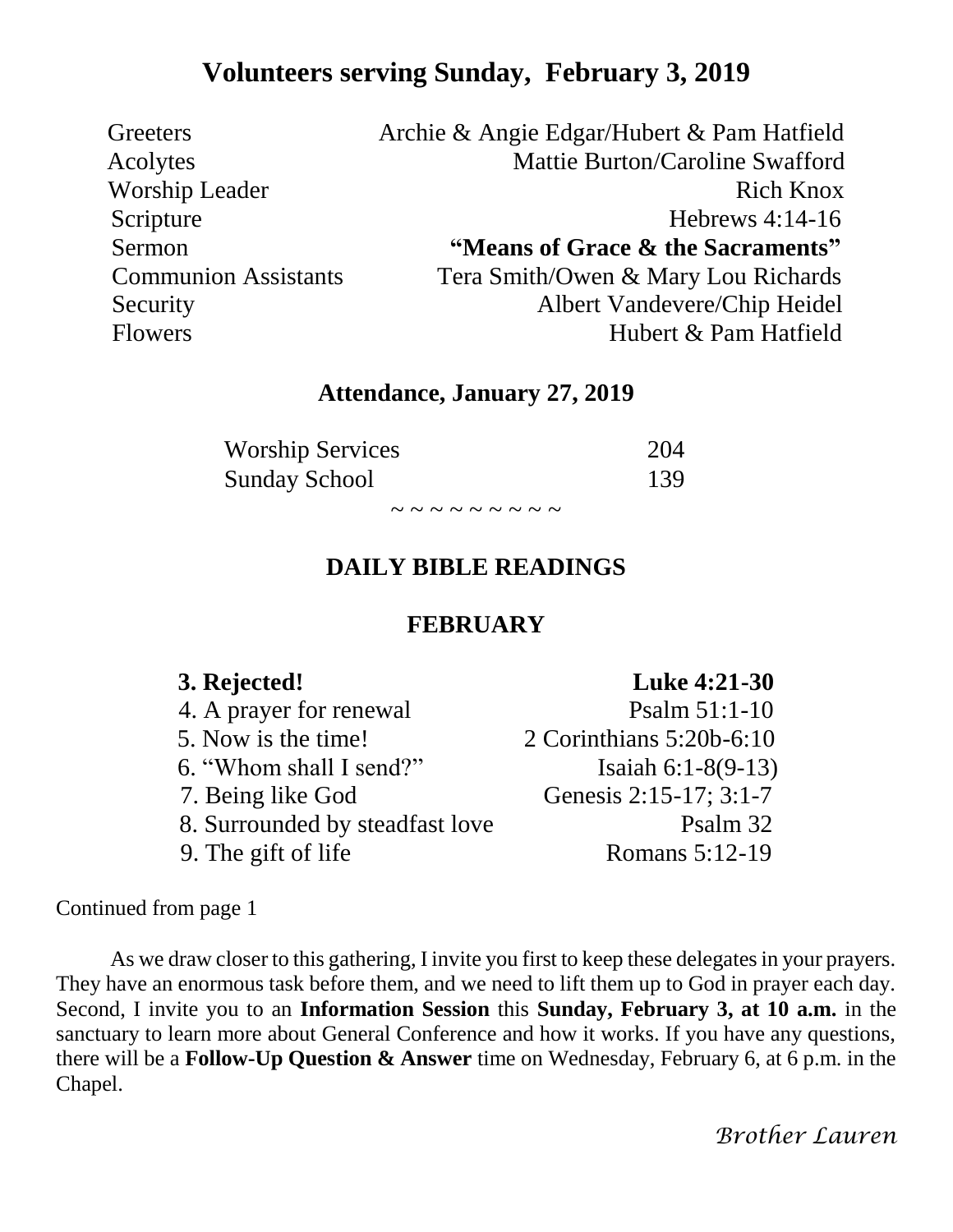## Volunteers serving Sunday, February 3, 2019

| | |
|---|---|
| Greeters | Archie & Angie Edgar/Hubert & Pam Hatfield |
| Acolytes | Mattie Burton/Caroline Swafford |
| Worship Leader | Rich Knox |
| Scripture | Hebrews 4:14-16 |
| Sermon | **"Means of Grace & the Sacraments"** |
| Communion Assistants | Tera Smith/Owen & Mary Lou Richards |
| Security | Albert Vandevere/Chip Heidel |
| Flowers | Hubert & Pam Hatfield |

### Attendance, January 27, 2019

| | |
|---|---|
| Worship Services | 204 |
| Sunday School | 139 |

~ ~ ~ ~ ~ ~ ~ ~ ~

## DAILY BIBLE READINGS

### FEBRUARY

| | |
|---|---|
| **3. Rejected!** | **Luke 4:21-30** |
| 4. A prayer for renewal | Psalm 51:1-10 |
| 5. Now is the time! | 2 Corinthians 5:20b-6:10 |
| 6. "Whom shall I send?" | Isaiah 6:1-8(9-13) |
| 7. Being like God | Genesis 2:15-17; 3:1-7 |
| 8. Surrounded by steadfast love | Psalm 32 |
| 9. The gift of life | Romans 5:12-19 |

Continued from page 1

As we draw closer to this gathering, I invite you first to keep these delegates in your prayers. They have an enormous task before them, and we need to lift them up to God in prayer each day. Second, I invite you to an **Information Session** this **Sunday, February 3, at 10 a.m.** in the sanctuary to learn more about General Conference and how it works. If you have any questions, there will be a **Follow-Up Question & Answer** time on Wednesday, February 6, at 6 p.m. in the Chapel.

*Brother Lauren*